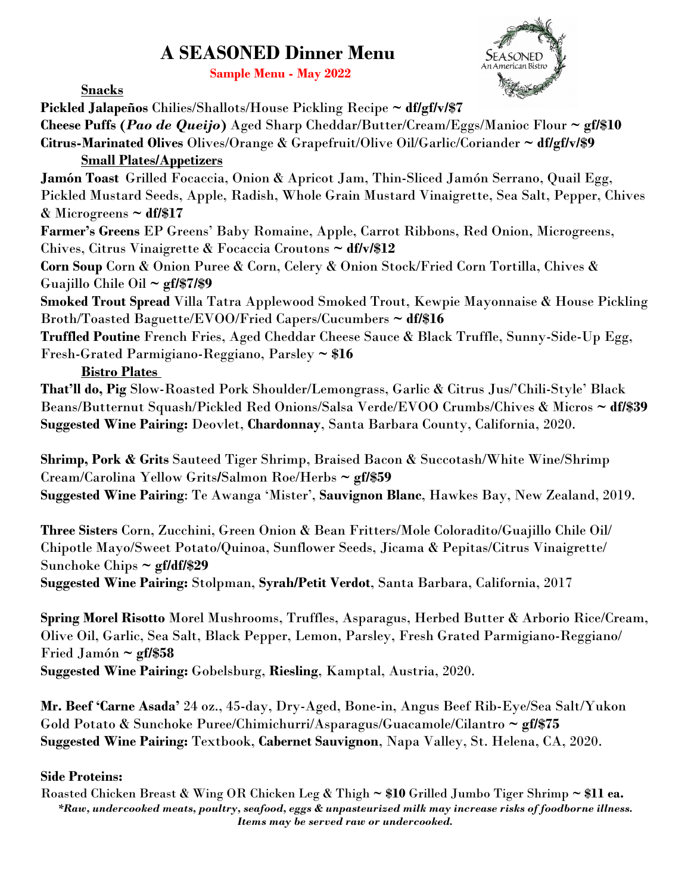# A SEASONED Dinner Menu

**Sample Menu - May 2022**

## Snacks

**Pickled Jalapeños** Chilies/Shallots/House Pickling Recipe **~ df/gf/v/$7**

**Cheese Puffs (*Pao de Queijo*)** Aged Sharp Cheddar/Butter/Cream/Eggs/Manioc Flour **~ gf/$10**

**Citrus-Marinated Olives** Olives/Orange & Grapefruit/Olive Oil/Garlic/Coriander **~ df/gf/v/$9**

## Small Plates/Appetizers

**Jamón Toast** Grilled Focaccia, Onion & Apricot Jam, Thin-Sliced Jamón Serrano, Quail Egg, Pickled Mustard Seeds, Apple, Radish, Whole Grain Mustard Vinaigrette, Sea Salt, Pepper, Chives & Microgreens **~ df/$17**

**Farmer's Greens** EP Greens' Baby Romaine, Apple, Carrot Ribbons, Red Onion, Microgreens, Chives, Citrus Vinaigrette & Focaccia Croutons **~ df/v/$12**

**Corn Soup** Corn & Onion Puree & Corn, Celery & Onion Stock/Fried Corn Tortilla, Chives & Guajillo Chile Oil **~ gf/$7/$9**

**Smoked Trout Spread** Villa Tatra Applewood Smoked Trout, Kewpie Mayonnaise & House Pickling Broth/Toasted Baguette/EVOO/Fried Capers/Cucumbers **~ df/$16**

**Truffled Poutine** French Fries, Aged Cheddar Cheese Sauce & Black Truffle, Sunny-Side-Up Egg, Fresh-Grated Parmigiano-Reggiano, Parsley **~ $16**

## Bistro Plates

**That'll do, Pig** Slow-Roasted Pork Shoulder/Lemongrass, Garlic & Citrus Jus/'Chili-Style' Black Beans/Butternut Squash/Pickled Red Onions/Salsa Verde/EVOO Crumbs/Chives & Micros **~ df/$39**
**Suggested Wine Pairing:** Deovlet, **Chardonnay**, Santa Barbara County, California, 2020.

**Shrimp, Pork & Grits** Sauteed Tiger Shrimp, Braised Bacon & Succotash/White Wine/Shrimp Cream/Carolina Yellow Grits/Salmon Roe/Herbs **~ gf/$59**
**Suggested Wine Pairing**: Te Awanga 'Mister', **Sauvignon Blanc**, Hawkes Bay, New Zealand, 2019.

**Three Sisters** Corn, Zucchini, Green Onion & Bean Fritters/Mole Coloradito/Guajillo Chile Oil/ Chipotle Mayo/Sweet Potato/Quinoa, Sunflower Seeds, Jicama & Pepitas/Citrus Vinaigrette/ Sunchoke Chips **~ gf/df/$29**
**Suggested Wine Pairing:** Stolpman, **Syrah/Petit Verdot**, Santa Barbara, California, 2017

**Spring Morel Risotto** Morel Mushrooms, Truffles, Asparagus, Herbed Butter & Arborio Rice/Cream, Olive Oil, Garlic, Sea Salt, Black Pepper, Lemon, Parsley, Fresh Grated Parmigiano-Reggiano/ Fried Jamón **~ gf/$58**
**Suggested Wine Pairing:** Gobelsburg, **Riesling**, Kamptal, Austria, 2020.

**Mr. Beef 'Carne Asada'** 24 oz., 45-day, Dry-Aged, Bone-in, Angus Beef Rib-Eye/Sea Salt/Yukon Gold Potato & Sunchoke Puree/Chimichurri/Asparagus/Guacamole/Cilantro **~ gf/$75**
**Suggested Wine Pairing:** Textbook, **Cabernet Sauvignon**, Napa Valley, St. Helena, CA, 2020.

**Side Proteins:**

Roasted Chicken Breast & Wing OR Chicken Leg & Thigh **~ $10** Grilled Jumbo Tiger Shrimp **~ $11 ea.**

***Raw, undercooked meats, poultry, seafood, eggs & unpasteurized milk may increase risks of foodborne illness. Items may be served raw or undercooked.***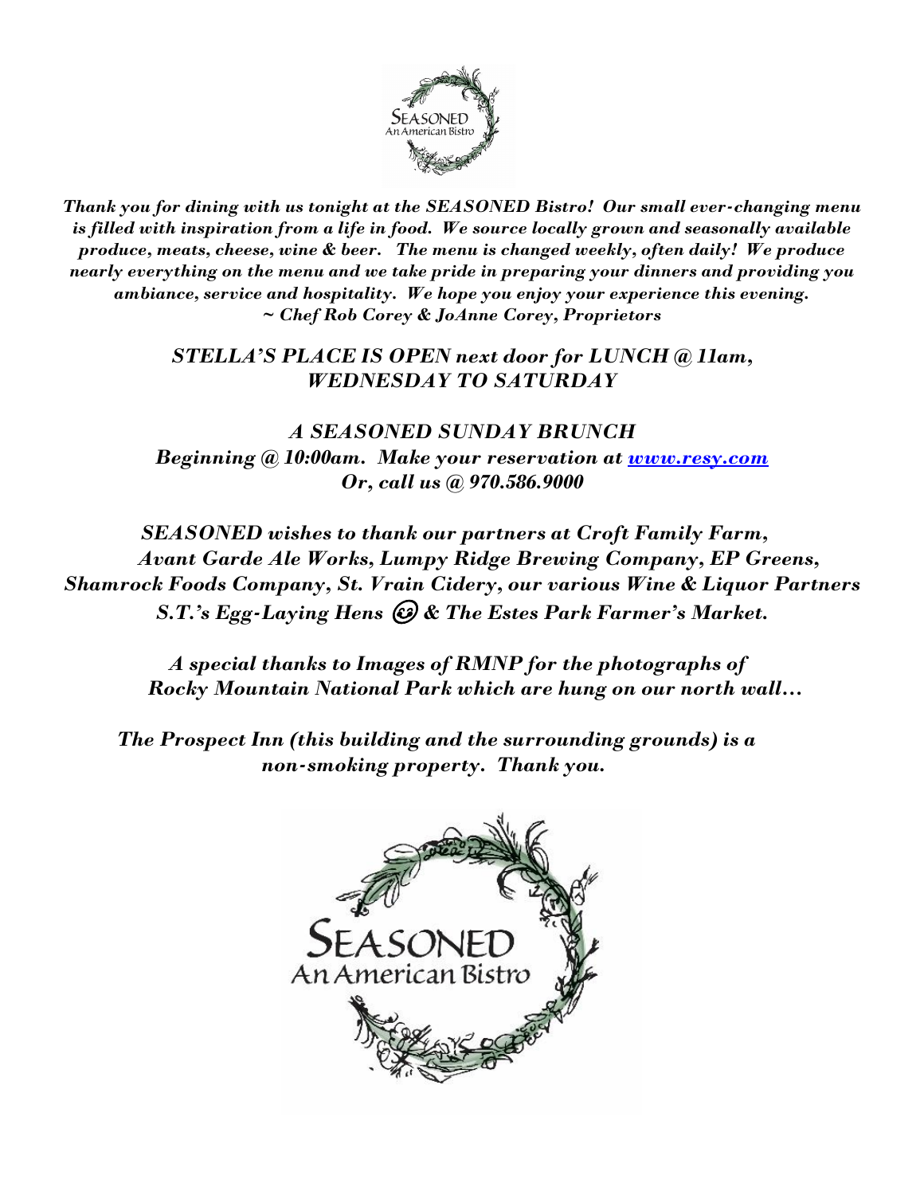*Thank you for dining with us tonight at the SEASONED Bistro! Our small ever-changing menu is filled with inspiration from a life in food. We source locally grown and seasonally available produce, meats, cheese, wine & beer. The menu is changed weekly, often daily! We produce nearly everything on the menu and we take pride in preparing your dinners and providing you ambiance, service and hospitality. We hope you enjoy your experience this evening.*
*~ Chef Rob Corey & JoAnne Corey, Proprietors*

***STELLA'S PLACE IS OPEN next door for LUNCH @ 11am, WEDNESDAY TO SATURDAY***

***A SEASONED SUNDAY BRUNCH***
***Beginning @ 10:00am. Make your reservation at [www.resy.com](http://www.resy.com)***
***Or, call us @ 970.586.9000***

***SEASONED wishes to thank our partners at Croft Family Farm, Avant Garde Ale Works, Lumpy Ridge Brewing Company, EP Greens, Shamrock Foods Company, St. Vrain Cidery, our various Wine & Liquor Partners S.T.'s Egg-Laying Hens ☺ & The Estes Park Farmer's Market.***

***A special thanks to Images of RMNP for the photographs of Rocky Mountain National Park which are hung on our north wall…***

***The Prospect Inn (this building and the surrounding grounds) is a non-smoking property. Thank you.***